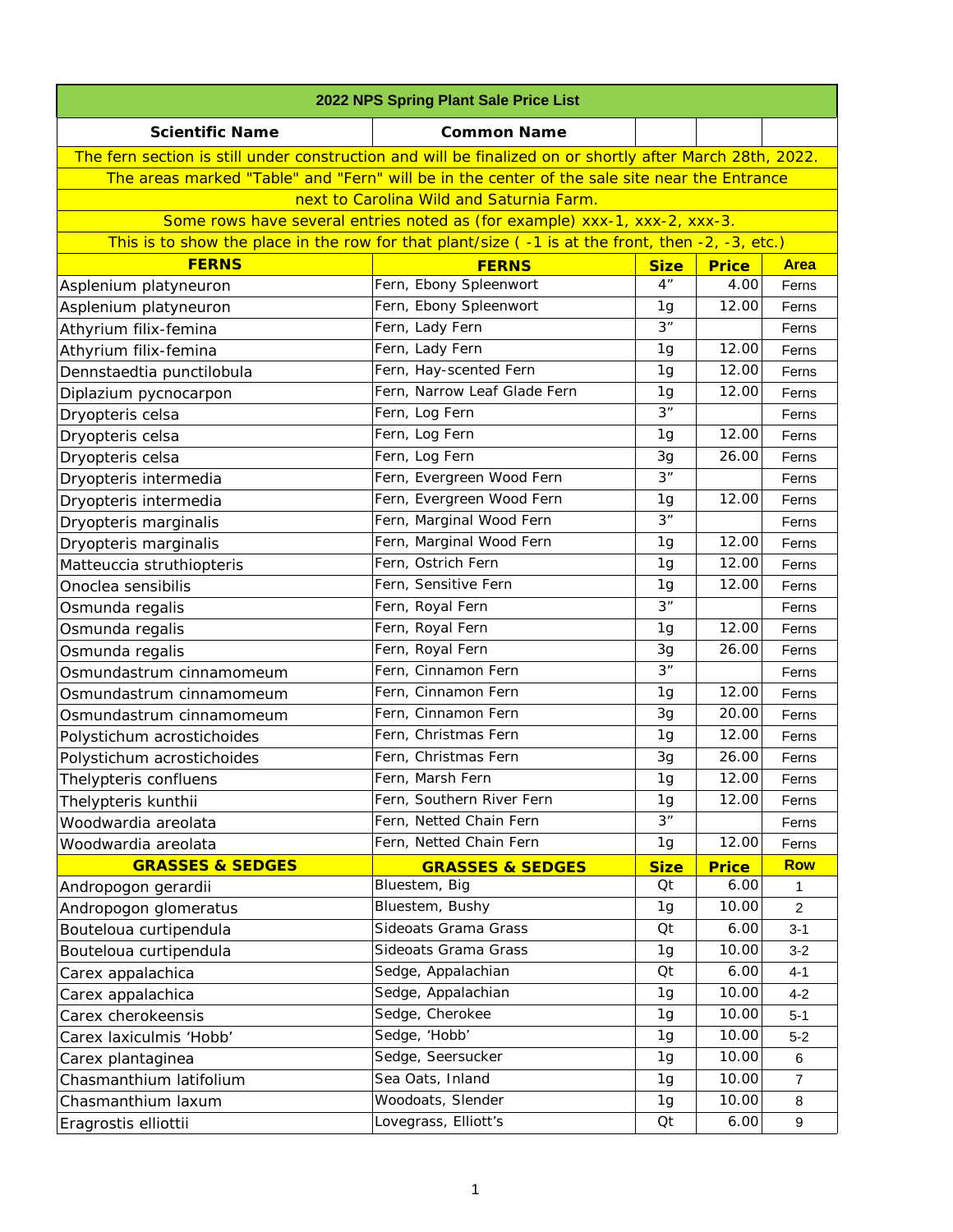# 2022 NPS Spring Plant Sale Price List

| Scientific Name | Common Name | | | |
|---|---|---|---|---|
| The fern section is still under construction and will be finalized on or shortly after March 28th, 2022. | | | | |
| The areas marked "Table" and "Fern" will be in the center of the sale site near the Entrance next to Carolina Wild and Saturnia Farm. | | | | |
| Some rows have several entries noted as (for example) xxx-1, xxx-2, xxx-3. | | | | |
| This is to show the place in the row for that plant/size ( -1 is at the front, then -2, -3, etc.) | | | | |
| **FERNS** | **FERNS** | **Size** | **Price** | **Area** |
| Asplenium platyneuron | Fern, Ebony Spleenwort | 4” | 4.00 | Ferns |
| Asplenium platyneuron | Fern, Ebony Spleenwort | 1g | 12.00 | Ferns |
| Athyrium filix-femina | Fern, Lady Fern | 3” | | Ferns |
| Athyrium filix-femina | Fern, Lady Fern | 1g | 12.00 | Ferns |
| Dennstaedtia punctilobula | Fern, Hay-scented Fern | 1g | 12.00 | Ferns |
| Diplazium pycnocarpon | Fern, Narrow Leaf Glade Fern | 1g | 12.00 | Ferns |
| Dryopteris celsa | Fern, Log Fern | 3” | | Ferns |
| Dryopteris celsa | Fern, Log Fern | 1g | 12.00 | Ferns |
| Dryopteris celsa | Fern, Log Fern | 3g | 26.00 | Ferns |
| Dryopteris intermedia | Fern, Evergreen Wood Fern | 3” | | Ferns |
| Dryopteris intermedia | Fern, Evergreen Wood Fern | 1g | 12.00 | Ferns |
| Dryopteris marginalis | Fern, Marginal Wood Fern | 3” | | Ferns |
| Dryopteris marginalis | Fern, Marginal Wood Fern | 1g | 12.00 | Ferns |
| Matteuccia struthiopteris | Fern, Ostrich Fern | 1g | 12.00 | Ferns |
| Onoclea sensibilis | Fern, Sensitive Fern | 1g | 12.00 | Ferns |
| Osmunda regalis | Fern, Royal Fern | 3” | | Ferns |
| Osmunda regalis | Fern, Royal Fern | 1g | 12.00 | Ferns |
| Osmunda regalis | Fern, Royal Fern | 3g | 26.00 | Ferns |
| Osmundastrum cinnamomeum | Fern, Cinnamon Fern | 3” | | Ferns |
| Osmundastrum cinnamomeum | Fern, Cinnamon Fern | 1g | 12.00 | Ferns |
| Osmundastrum cinnamomeum | Fern, Cinnamon Fern | 3g | 20.00 | Ferns |
| Polystichum acrostichoides | Fern, Christmas Fern | 1g | 12.00 | Ferns |
| Polystichum acrostichoides | Fern, Christmas Fern | 3g | 26.00 | Ferns |
| Thelypteris confluens | Fern, Marsh Fern | 1g | 12.00 | Ferns |
| Thelypteris kunthii | Fern, Southern River Fern | 1g | 12.00 | Ferns |
| Woodwardia areolata | Fern, Netted Chain Fern | 3” | | Ferns |
| Woodwardia areolata | Fern, Netted Chain Fern | 1g | 12.00 | Ferns |
| **GRASSES & SEDGES** | **GRASSES & SEDGES** | **Size** | **Price** | **Row** |
| Andropogon gerardii | Bluestem, Big | Qt | 6.00 | 1 |
| Andropogon glomeratus | Bluestem, Bushy | 1g | 10.00 | 2 |
| Bouteloua curtipendula | Sideoats Grama Grass | Qt | 6.00 | 3-1 |
| Bouteloua curtipendula | Sideoats Grama Grass | 1g | 10.00 | 3-2 |
| Carex appalachica | Sedge, Appalachian | Qt | 6.00 | 4-1 |
| Carex appalachica | Sedge, Appalachian | 1g | 10.00 | 4-2 |
| Carex cherokeensis | Sedge, Cherokee | 1g | 10.00 | 5-1 |
| Carex laxiculmis ‘Hobb’ | Sedge, ‘Hobb’ | 1g | 10.00 | 5-2 |
| Carex plantaginea | Sedge, Seersucker | 1g | 10.00 | 6 |
| Chasmanthium latifolium | Sea Oats, Inland | 1g | 10.00 | 7 |
| Chasmanthium laxum | Woodoats, Slender | 1g | 10.00 | 8 |
| Eragrostis elliottii | Lovegrass, Elliott’s | Qt | 6.00 | 9 |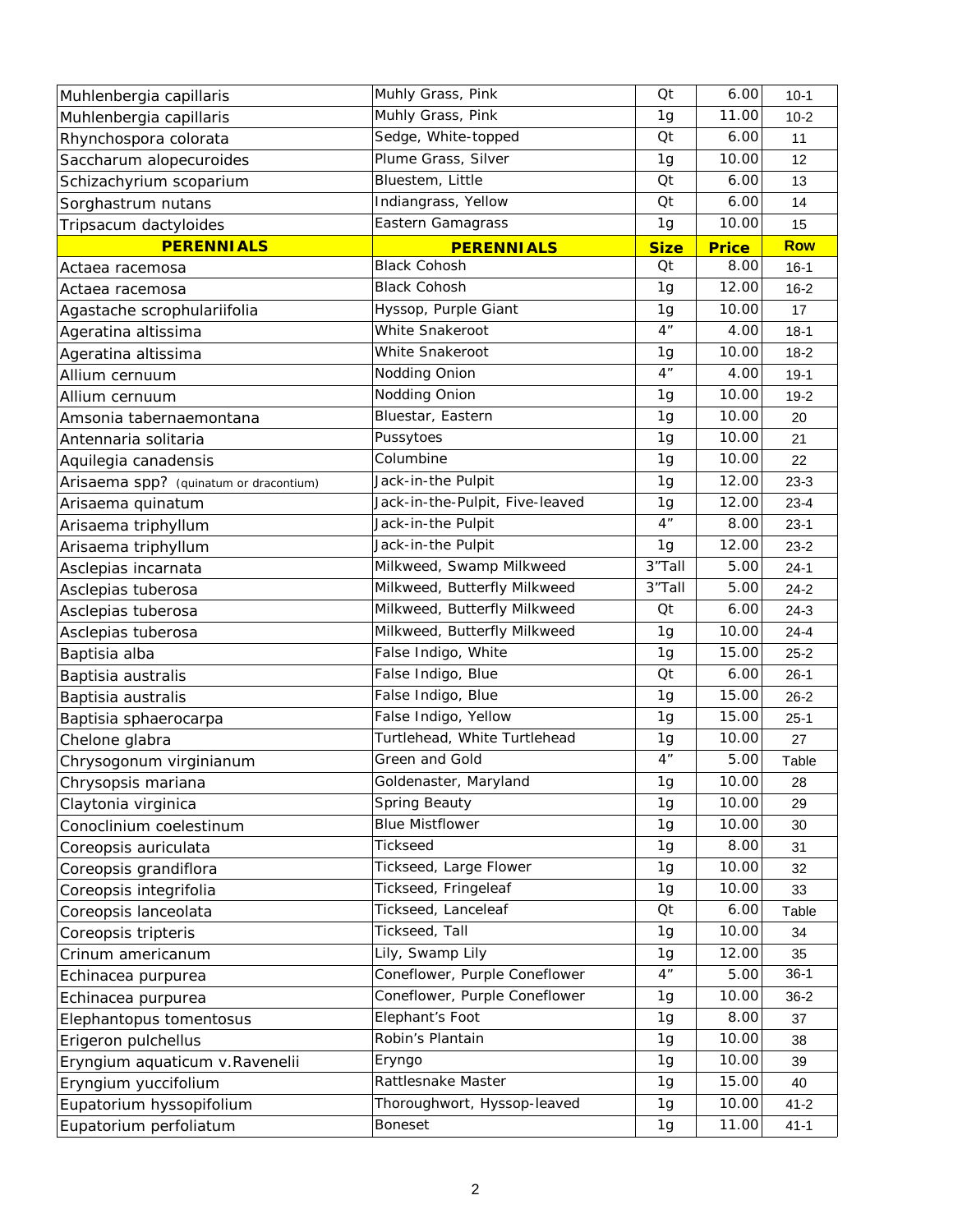| | | | | |
|---|---|---|---|---|
| Muhlenbergia capillaris | Muhly Grass, Pink | Qt | 6.00 | 10-1 |
| Muhlenbergia capillaris | Muhly Grass, Pink | 1g | 11.00 | 10-2 |
| Rhynchospora colorata | Sedge, White-topped | Qt | 6.00 | 11 |
| Saccharum alopecuroides | Plume Grass, Silver | 1g | 10.00 | 12 |
| Schizachyrium scoparium | Bluestem, Little | Qt | 6.00 | 13 |
| Sorghastrum nutans | Indiangrass, Yellow | Qt | 6.00 | 14 |
| Tripsacum dactyloides | Eastern Gamagrass | 1g | 10.00 | 15 |
| **PERENNIALS** | **PERENNIALS** | **Size** | **Price** | **Row** |
| Actaea racemosa | Black Cohosh | Qt | 8.00 | 16-1 |
| Actaea racemosa | Black Cohosh | 1g | 12.00 | 16-2 |
| Agastache scrophulariifolia | Hyssop, Purple Giant | 1g | 10.00 | 17 |
| Ageratina altissima | White Snakeroot | 4" | 4.00 | 18-1 |
| Ageratina altissima | White Snakeroot | 1g | 10.00 | 18-2 |
| Allium cernuum | Nodding Onion | 4" | 4.00 | 19-1 |
| Allium cernuum | Nodding Onion | 1g | 10.00 | 19-2 |
| Amsonia tabernaemontana | Bluestar, Eastern | 1g | 10.00 | 20 |
| Antennaria solitaria | Pussytoes | 1g | 10.00 | 21 |
| Aquilegia canadensis | Columbine | 1g | 10.00 | 22 |
| Arisaema spp? (quinatum or dracontium) | Jack-in-the Pulpit | 1g | 12.00 | 23-3 |
| Arisaema quinatum | Jack-in-the-Pulpit, Five-leaved | 1g | 12.00 | 23-4 |
| Arisaema triphyllum | Jack-in-the Pulpit | 4" | 8.00 | 23-1 |
| Arisaema triphyllum | Jack-in-the Pulpit | 1g | 12.00 | 23-2 |
| Asclepias incarnata | Milkweed, Swamp Milkweed | 3"Tall | 5.00 | 24-1 |
| Asclepias tuberosa | Milkweed, Butterfly Milkweed | 3"Tall | 5.00 | 24-2 |
| Asclepias tuberosa | Milkweed, Butterfly Milkweed | Qt | 6.00 | 24-3 |
| Asclepias tuberosa | Milkweed, Butterfly Milkweed | 1g | 10.00 | 24-4 |
| Baptisia alba | False Indigo, White | 1g | 15.00 | 25-2 |
| Baptisia australis | False Indigo, Blue | Qt | 6.00 | 26-1 |
| Baptisia australis | False Indigo, Blue | 1g | 15.00 | 26-2 |
| Baptisia sphaerocarpa | False Indigo, Yellow | 1g | 15.00 | 25-1 |
| Chelone glabra | Turtlehead, White Turtlehead | 1g | 10.00 | 27 |
| Chrysogonum virginianum | Green and Gold | 4" | 5.00 | Table |
| Chrysopsis mariana | Goldenaster, Maryland | 1g | 10.00 | 28 |
| Claytonia virginica | Spring Beauty | 1g | 10.00 | 29 |
| Conoclinium coelestinum | Blue Mistflower | 1g | 10.00 | 30 |
| Coreopsis auriculata | Tickseed | 1g | 8.00 | 31 |
| Coreopsis grandiflora | Tickseed, Large Flower | 1g | 10.00 | 32 |
| Coreopsis integrifolia | Tickseed, Fringeleaf | 1g | 10.00 | 33 |
| Coreopsis lanceolata | Tickseed, Lanceleaf | Qt | 6.00 | Table |
| Coreopsis tripteris | Tickseed, Tall | 1g | 10.00 | 34 |
| Crinum americanum | Lily, Swamp Lily | 1g | 12.00 | 35 |
| Echinacea purpurea | Coneflower, Purple Coneflower | 4" | 5.00 | 36-1 |
| Echinacea purpurea | Coneflower, Purple Coneflower | 1g | 10.00 | 36-2 |
| Elephantopus tomentosus | Elephant's Foot | 1g | 8.00 | 37 |
| Erigeron pulchellus | Robin's Plantain | 1g | 10.00 | 38 |
| Eryngium aquaticum v.Ravenelii | Eryngo | 1g | 10.00 | 39 |
| Eryngium yuccifolium | Rattlesnake Master | 1g | 15.00 | 40 |
| Eupatorium hyssopifolium | Thoroughwort, Hyssop-leaved | 1g | 10.00 | 41-2 |
| Eupatorium perfoliatum | Boneset | 1g | 11.00 | 41-1 |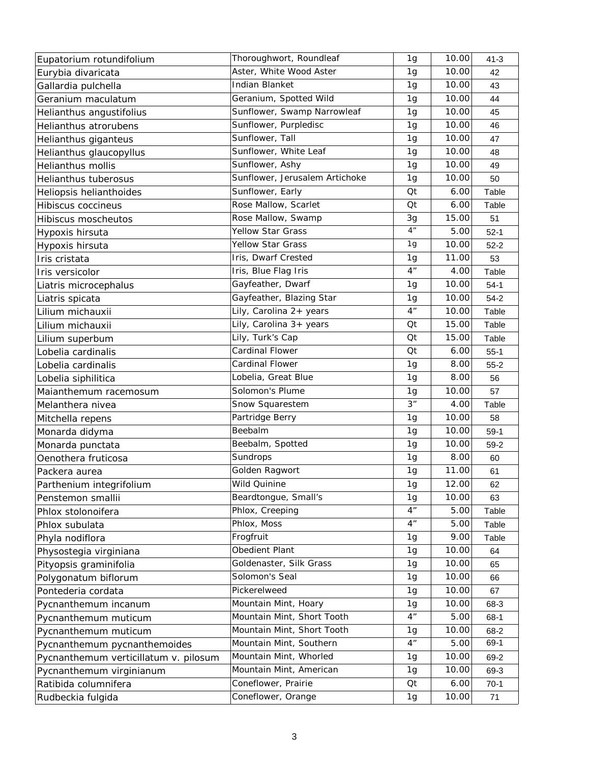| | | | | |
|---|---|---|---|---|
| Eupatorium rotundifolium | Thoroughwort, Roundleaf | 1g | 10.00 | 41-3 |
| Eurybia divaricata | Aster, White Wood Aster | 1g | 10.00 | 42 |
| Gallardia pulchella | Indian Blanket | 1g | 10.00 | 43 |
| Geranium maculatum | Geranium, Spotted Wild | 1g | 10.00 | 44 |
| Helianthus angustifolius | Sunflower, Swamp Narrowleaf | 1g | 10.00 | 45 |
| Helianthus atrorubens | Sunflower, Purpledisc | 1g | 10.00 | 46 |
| Helianthus giganteus | Sunflower, Tall | 1g | 10.00 | 47 |
| Helianthus glaucopyllus | Sunflower, White Leaf | 1g | 10.00 | 48 |
| Helianthus mollis | Sunflower, Ashy | 1g | 10.00 | 49 |
| Helianthus tuberosus | Sunflower, Jerusalem Artichoke | 1g | 10.00 | 50 |
| Heliopsis helianthoides | Sunflower, Early | Qt | 6.00 | Table |
| Hibiscus coccineus | Rose Mallow, Scarlet | Qt | 6.00 | Table |
| Hibiscus moscheutos | Rose Mallow, Swamp | 3g | 15.00 | 51 |
| Hypoxis hirsuta | Yellow Star Grass | 4" | 5.00 | 52-1 |
| Hypoxis hirsuta | Yellow Star Grass | 1g | 10.00 | 52-2 |
| Iris cristata | Iris, Dwarf Crested | 1g | 11.00 | 53 |
| Iris versicolor | Iris, Blue Flag Iris | 4" | 4.00 | Table |
| Liatris microcephalus | Gayfeather, Dwarf | 1g | 10.00 | 54-1 |
| Liatris spicata | Gayfeather, Blazing Star | 1g | 10.00 | 54-2 |
| Lilium michauxii | Lily, Carolina 2+ years | 4" | 10.00 | Table |
| Lilium michauxii | Lily, Carolina 3+ years | Qt | 15.00 | Table |
| Lilium superbum | Lily, Turk's Cap | Qt | 15.00 | Table |
| Lobelia cardinalis | Cardinal Flower | Qt | 6.00 | 55-1 |
| Lobelia cardinalis | Cardinal Flower | 1g | 8.00 | 55-2 |
| Lobelia siphilitica | Lobelia, Great Blue | 1g | 8.00 | 56 |
| Maianthemum racemosum | Solomon's Plume | 1g | 10.00 | 57 |
| Melanthera nivea | Snow Squarestem | 3" | 4.00 | Table |
| Mitchella repens | Partridge Berry | 1g | 10.00 | 58 |
| Monarda didyma | Beebalm | 1g | 10.00 | 59-1 |
| Monarda punctata | Beebalm, Spotted | 1g | 10.00 | 59-2 |
| Oenothera fruticosa | Sundrops | 1g | 8.00 | 60 |
| Packera aurea | Golden Ragwort | 1g | 11.00 | 61 |
| Parthenium integrifolium | Wild Quinine | 1g | 12.00 | 62 |
| Penstemon smallii | Beardtongue, Small's | 1g | 10.00 | 63 |
| Phlox stolonoifera | Phlox, Creeping | 4" | 5.00 | Table |
| Phlox subulata | Phlox, Moss | 4" | 5.00 | Table |
| Phyla nodiflora | Frogfruit | 1g | 9.00 | Table |
| Physostegia virginiana | Obedient Plant | 1g | 10.00 | 64 |
| Pityopsis graminifolia | Goldenaster, Silk Grass | 1g | 10.00 | 65 |
| Polygonatum biflorum | Solomon's Seal | 1g | 10.00 | 66 |
| Pontederia cordata | Pickerelweed | 1g | 10.00 | 67 |
| Pycnanthemum incanum | Mountain Mint, Hoary | 1g | 10.00 | 68-3 |
| Pycnanthemum muticum | Mountain Mint, Short Tooth | 4" | 5.00 | 68-1 |
| Pycnanthemum muticum | Mountain Mint, Short Tooth | 1g | 10.00 | 68-2 |
| Pycnanthemum pycnanthemoides | Mountain Mint, Southern | 4" | 5.00 | 69-1 |
| Pycnanthemum verticillatum v. pilosum | Mountain Mint, Whorled | 1g | 10.00 | 69-2 |
| Pycnanthemum virginianum | Mountain Mint, American | 1g | 10.00 | 69-3 |
| Ratibida columnifera | Coneflower, Prairie | Qt | 6.00 | 70-1 |
| Rudbeckia fulgida | Coneflower, Orange | 1g | 10.00 | 71 |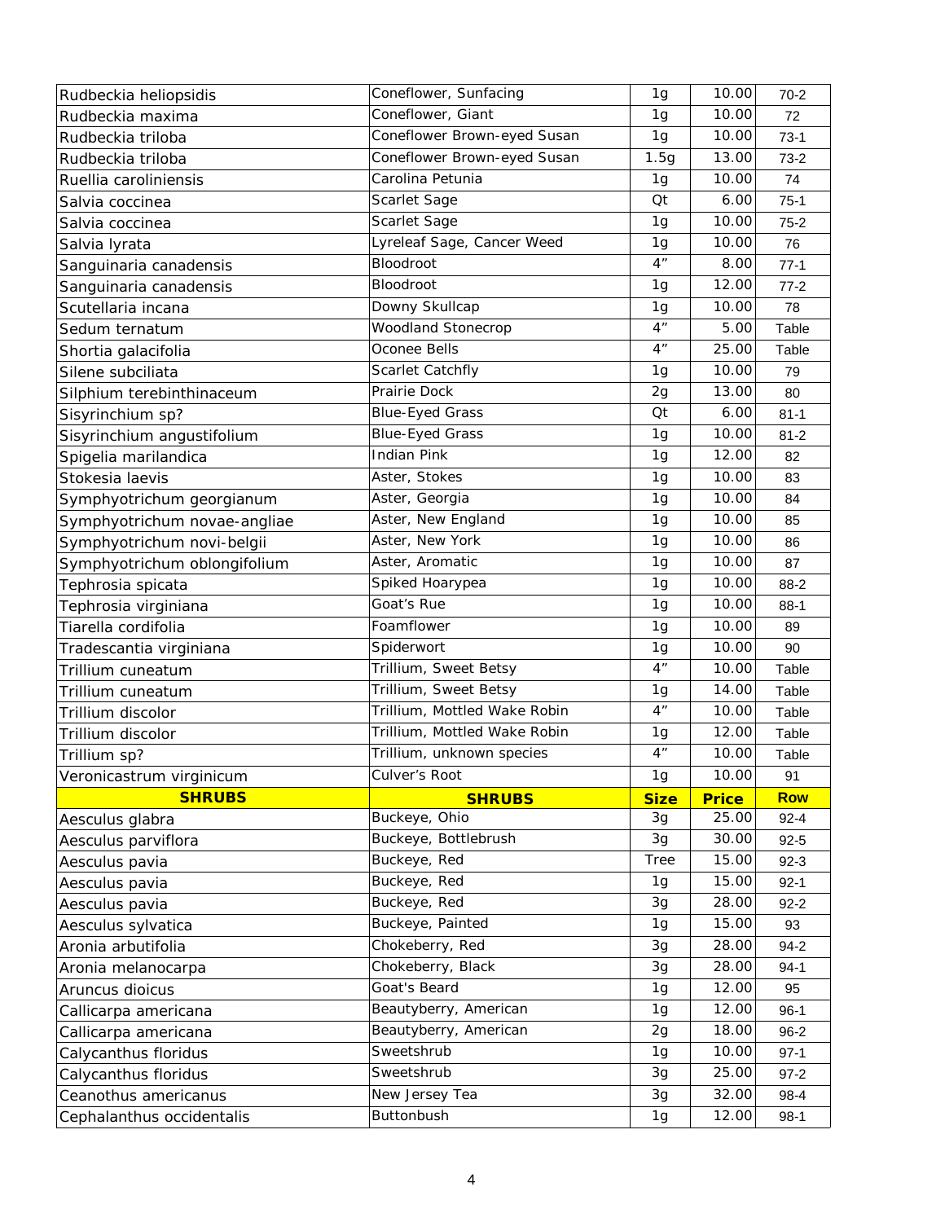| | | | | |
|---|---|---|---|---|
| Rudbeckia heliopsidis | Coneflower, Sunfacing | 1g | 10.00 | 70-2 |
| Rudbeckia maxima | Coneflower, Giant | 1g | 10.00 | 72 |
| Rudbeckia triloba | Coneflower Brown-eyed Susan | 1g | 10.00 | 73-1 |
| Rudbeckia triloba | Coneflower Brown-eyed Susan | 1.5g | 13.00 | 73-2 |
| Ruellia caroliniensis | Carolina Petunia | 1g | 10.00 | 74 |
| Salvia coccinea | Scarlet Sage | Qt | 6.00 | 75-1 |
| Salvia coccinea | Scarlet Sage | 1g | 10.00 | 75-2 |
| Salvia lyrata | Lyreleaf Sage, Cancer Weed | 1g | 10.00 | 76 |
| Sanguinaria canadensis | Bloodroot | 4" | 8.00 | 77-1 |
| Sanguinaria canadensis | Bloodroot | 1g | 12.00 | 77-2 |
| Scutellaria incana | Downy Skullcap | 1g | 10.00 | 78 |
| Sedum ternatum | Woodland Stonecrop | 4" | 5.00 | Table |
| Shortia galacifolia | Oconee Bells | 4" | 25.00 | Table |
| Silene subciliata | Scarlet Catchfly | 1g | 10.00 | 79 |
| Silphium terebinthinaceum | Prairie Dock | 2g | 13.00 | 80 |
| Sisyrinchium sp? | Blue-Eyed Grass | Qt | 6.00 | 81-1 |
| Sisyrinchium angustifolium | Blue-Eyed Grass | 1g | 10.00 | 81-2 |
| Spigelia marilandica | Indian Pink | 1g | 12.00 | 82 |
| Stokesia laevis | Aster, Stokes | 1g | 10.00 | 83 |
| Symphyotrichum georgianum | Aster, Georgia | 1g | 10.00 | 84 |
| Symphyotrichum novae-angliae | Aster, New England | 1g | 10.00 | 85 |
| Symphyotrichum novi-belgii | Aster, New York | 1g | 10.00 | 86 |
| Symphyotrichum oblongifolium | Aster, Aromatic | 1g | 10.00 | 87 |
| Tephrosia spicata | Spiked Hoarypea | 1g | 10.00 | 88-2 |
| Tephrosia virginiana | Goat's Rue | 1g | 10.00 | 88-1 |
| Tiarella cordifolia | Foamflower | 1g | 10.00 | 89 |
| Tradescantia virginiana | Spiderwort | 1g | 10.00 | 90 |
| Trillium cuneatum | Trillium, Sweet Betsy | 4" | 10.00 | Table |
| Trillium cuneatum | Trillium, Sweet Betsy | 1g | 14.00 | Table |
| Trillium discolor | Trillium, Mottled Wake Robin | 4" | 10.00 | Table |
| Trillium discolor | Trillium, Mottled Wake Robin | 1g | 12.00 | Table |
| Trillium sp? | Trillium, unknown species | 4" | 10.00 | Table |
| Veronicastrum virginicum | Culver's Root | 1g | 10.00 | 91 |
| **SHRUBS** | **SHRUBS** | **Size** | **Price** | **Row** |
| Aesculus glabra | Buckeye, Ohio | 3g | 25.00 | 92-4 |
| Aesculus parviflora | Buckeye, Bottlebrush | 3g | 30.00 | 92-5 |
| Aesculus pavia | Buckeye, Red | Tree | 15.00 | 92-3 |
| Aesculus pavia | Buckeye, Red | 1g | 15.00 | 92-1 |
| Aesculus pavia | Buckeye, Red | 3g | 28.00 | 92-2 |
| Aesculus sylvatica | Buckeye, Painted | 1g | 15.00 | 93 |
| Aronia arbutifolia | Chokeberry, Red | 3g | 28.00 | 94-2 |
| Aronia melanocarpa | Chokeberry, Black | 3g | 28.00 | 94-1 |
| Aruncus dioicus | Goat's Beard | 1g | 12.00 | 95 |
| Callicarpa americana | Beautyberry, American | 1g | 12.00 | 96-1 |
| Callicarpa americana | Beautyberry, American | 2g | 18.00 | 96-2 |
| Calycanthus floridus | Sweetshrub | 1g | 10.00 | 97-1 |
| Calycanthus floridus | Sweetshrub | 3g | 25.00 | 97-2 |
| Ceanothus americanus | New Jersey Tea | 3g | 32.00 | 98-4 |
| Cephalanthus occidentalis | Buttonbush | 1g | 12.00 | 98-1 |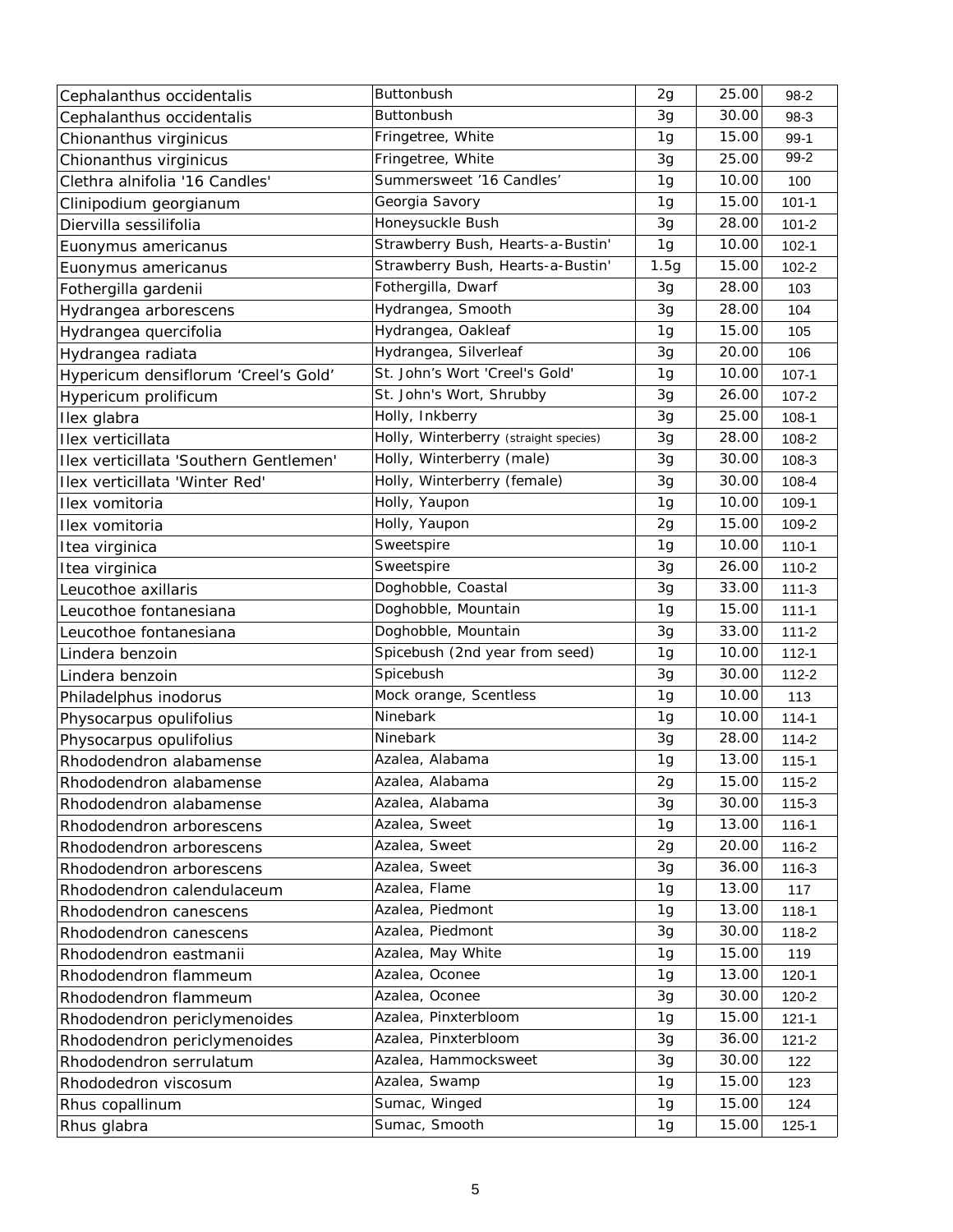| | | | | |
|---|---|---|---|---|
| Cephalanthus occidentalis | Buttonbush | 2g | 25.00 | 98-2 |
| Cephalanthus occidentalis | Buttonbush | 3g | 30.00 | 98-3 |
| Chionanthus virginicus | Fringetree, White | 1g | 15.00 | 99-1 |
| Chionanthus virginicus | Fringetree, White | 3g | 25.00 | 99-2 |
| Clethra alnifolia '16 Candles' | Summersweet '16 Candles' | 1g | 10.00 | 100 |
| Clinipodium georgianum | Georgia Savory | 1g | 15.00 | 101-1 |
| Diervilla sessilifolia | Honeysuckle Bush | 3g | 28.00 | 101-2 |
| Euonymus americanus | Strawberry Bush, Hearts-a-Bustin' | 1g | 10.00 | 102-1 |
| Euonymus americanus | Strawberry Bush, Hearts-a-Bustin' | 1.5g | 15.00 | 102-2 |
| Fothergilla gardenii | Fothergilla, Dwarf | 3g | 28.00 | 103 |
| Hydrangea arborescens | Hydrangea, Smooth | 3g | 28.00 | 104 |
| Hydrangea quercifolia | Hydrangea, Oakleaf | 1g | 15.00 | 105 |
| Hydrangea radiata | Hydrangea, Silverleaf | 3g | 20.00 | 106 |
| Hypericum densiflorum 'Creel's Gold' | St. John's Wort 'Creel's Gold' | 1g | 10.00 | 107-1 |
| Hypericum prolificum | St. John's Wort, Shrubby | 3g | 26.00 | 107-2 |
| Ilex glabra | Holly, Inkberry | 3g | 25.00 | 108-1 |
| Ilex verticillata | Holly, Winterberry (straight species) | 3g | 28.00 | 108-2 |
| Ilex verticillata 'Southern Gentlemen' | Holly, Winterberry (male) | 3g | 30.00 | 108-3 |
| Ilex verticillata 'Winter Red' | Holly, Winterberry (female) | 3g | 30.00 | 108-4 |
| Ilex vomitoria | Holly, Yaupon | 1g | 10.00 | 109-1 |
| Ilex vomitoria | Holly, Yaupon | 2g | 15.00 | 109-2 |
| Itea virginica | Sweetspire | 1g | 10.00 | 110-1 |
| Itea virginica | Sweetspire | 3g | 26.00 | 110-2 |
| Leucothoe axillaris | Doghobble, Coastal | 3g | 33.00 | 111-3 |
| Leucothoe fontanesiana | Doghobble, Mountain | 1g | 15.00 | 111-1 |
| Leucothoe fontanesiana | Doghobble, Mountain | 3g | 33.00 | 111-2 |
| Lindera benzoin | Spicebush (2nd year from seed) | 1g | 10.00 | 112-1 |
| Lindera benzoin | Spicebush | 3g | 30.00 | 112-2 |
| Philadelphus inodorus | Mock orange, Scentless | 1g | 10.00 | 113 |
| Physocarpus opulifolius | Ninebark | 1g | 10.00 | 114-1 |
| Physocarpus opulifolius | Ninebark | 3g | 28.00 | 114-2 |
| Rhododendron alabamense | Azalea, Alabama | 1g | 13.00 | 115-1 |
| Rhododendron alabamense | Azalea, Alabama | 2g | 15.00 | 115-2 |
| Rhododendron alabamense | Azalea, Alabama | 3g | 30.00 | 115-3 |
| Rhododendron arborescens | Azalea, Sweet | 1g | 13.00 | 116-1 |
| Rhododendron arborescens | Azalea, Sweet | 2g | 20.00 | 116-2 |
| Rhododendron arborescens | Azalea, Sweet | 3g | 36.00 | 116-3 |
| Rhododendron calendulaceum | Azalea, Flame | 1g | 13.00 | 117 |
| Rhododendron canescens | Azalea, Piedmont | 1g | 13.00 | 118-1 |
| Rhododendron canescens | Azalea, Piedmont | 3g | 30.00 | 118-2 |
| Rhododendron eastmanii | Azalea, May White | 1g | 15.00 | 119 |
| Rhododendron flammeum | Azalea, Oconee | 1g | 13.00 | 120-1 |
| Rhododendron flammeum | Azalea, Oconee | 3g | 30.00 | 120-2 |
| Rhododendron periclymenoides | Azalea, Pinxterbloom | 1g | 15.00 | 121-1 |
| Rhododendron periclymenoides | Azalea, Pinxterbloom | 3g | 36.00 | 121-2 |
| Rhododendron serrulatum | Azalea, Hammocksweet | 3g | 30.00 | 122 |
| Rhododedron viscosum | Azalea, Swamp | 1g | 15.00 | 123 |
| Rhus copallinum | Sumac, Winged | 1g | 15.00 | 124 |
| Rhus glabra | Sumac, Smooth | 1g | 15.00 | 125-1 |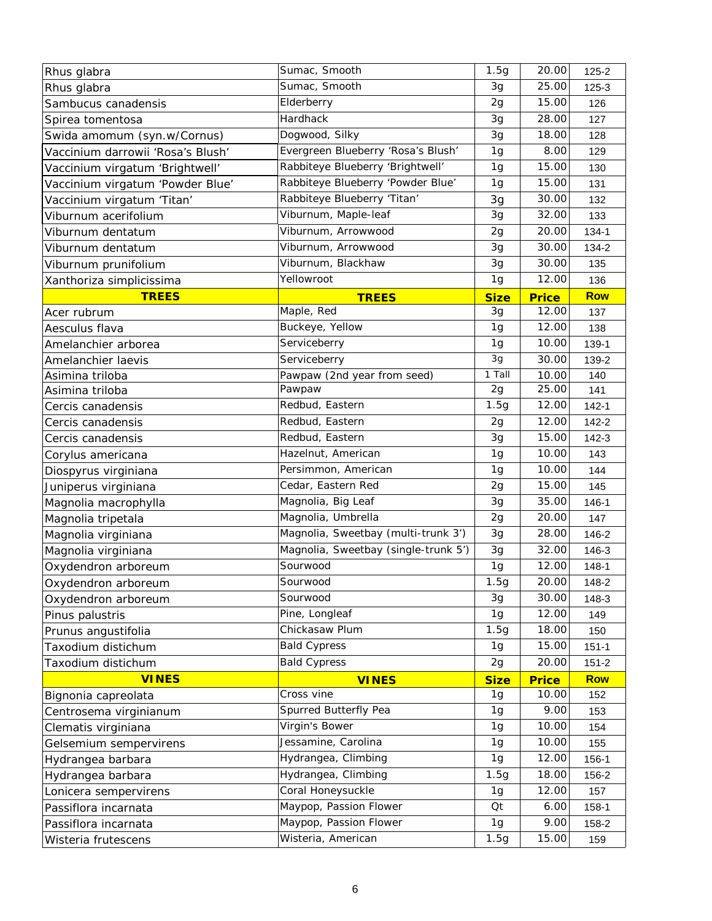| | | | | |
|---|---|---|---|---|
| Rhus glabra | Sumac, Smooth | 1.5g | 20.00 | 125-2 |
| Rhus glabra | Sumac, Smooth | 3g | 25.00 | 125-3 |
| Sambucus canadensis | Elderberry | 2g | 15.00 | 126 |
| Spirea tomentosa | Hardhack | 3g | 28.00 | 127 |
| Swida amomum (syn.w/Cornus) | Dogwood, Silky | 3g | 18.00 | 128 |
| Vaccinium darrowii 'Rosa's Blush' | Evergreen Blueberry 'Rosa's Blush' | 1g | 8.00 | 129 |
| Vaccinium virgatum 'Brightwell' | Rabbiteye Blueberry 'Brightwell' | 1g | 15.00 | 130 |
| Vaccinium virgatum 'Powder Blue' | Rabbiteye Blueberry 'Powder Blue' | 1g | 15.00 | 131 |
| Vaccinium virgatum 'Titan' | Rabbiteye Blueberry 'Titan' | 3g | 30.00 | 132 |
| Viburnum acerifolium | Viburnum, Maple-leaf | 3g | 32.00 | 133 |
| Viburnum dentatum | Viburnum, Arrowwood | 2g | 20.00 | 134-1 |
| Viburnum dentatum | Viburnum, Arrowwood | 3g | 30.00 | 134-2 |
| Viburnum prunifolium | Viburnum, Blackhaw | 3g | 30.00 | 135 |
| Xanthoriza simplicissima | Yellowroot | 1g | 12.00 | 136 |
| **TREES** | **TREES** | **Size** | **Price** | **Row** |
| Acer rubrum | Maple, Red | 3g | 12.00 | 137 |
| Aesculus flava | Buckeye, Yellow | 1g | 12.00 | 138 |
| Amelanchier arborea | Serviceberry | 1g | 10.00 | 139-1 |
| Amelanchier laevis | Serviceberry | 3g | 30.00 | 139-2 |
| Asimina triloba | Pawpaw (2nd year from seed) | 1 Tall | 10.00 | 140 |
| Asimina triloba | Pawpaw | 2g | 25.00 | 141 |
| Cercis canadensis | Redbud, Eastern | 1.5g | 12.00 | 142-1 |
| Cercis canadensis | Redbud, Eastern | 2g | 12.00 | 142-2 |
| Cercis canadensis | Redbud, Eastern | 3g | 15.00 | 142-3 |
| Corylus americana | Hazelnut, American | 1g | 10.00 | 143 |
| Diospyrus virginiana | Persimmon, American | 1g | 10.00 | 144 |
| Juniperus virginiana | Cedar, Eastern Red | 2g | 15.00 | 145 |
| Magnolia macrophylla | Magnolia, Big Leaf | 3g | 35.00 | 146-1 |
| Magnolia tripetala | Magnolia, Umbrella | 2g | 20.00 | 147 |
| Magnolia virginiana | Magnolia, Sweetbay (multi-trunk 3') | 3g | 28.00 | 146-2 |
| Magnolia virginiana | Magnolia, Sweetbay (single-trunk 5') | 3g | 32.00 | 146-3 |
| Oxydendron arboreum | Sourwood | 1g | 12.00 | 148-1 |
| Oxydendron arboreum | Sourwood | 1.5g | 20.00 | 148-2 |
| Oxydendron arboreum | Sourwood | 3g | 30.00 | 148-3 |
| Pinus palustris | Pine, Longleaf | 1g | 12.00 | 149 |
| Prunus angustifolia | Chickasaw Plum | 1.5g | 18.00 | 150 |
| Taxodium distichum | Bald Cypress | 1g | 15.00 | 151-1 |
| Taxodium distichum | Bald Cypress | 2g | 20.00 | 151-2 |
| **VINES** | **VINES** | **Size** | **Price** | **Row** |
| Bignonia capreolata | Cross vine | 1g | 10.00 | 152 |
| Centrosema virginianum | Spurred Butterfly Pea | 1g | 9.00 | 153 |
| Clematis virginiana | Virgin's Bower | 1g | 10.00 | 154 |
| Gelsemium sempervirens | Jessamine, Carolina | 1g | 10.00 | 155 |
| Hydrangea barbara | Hydrangea, Climbing | 1g | 12.00 | 156-1 |
| Hydrangea barbara | Hydrangea, Climbing | 1.5g | 18.00 | 156-2 |
| Lonicera sempervirens | Coral Honeysuckle | 1g | 12.00 | 157 |
| Passiflora incarnata | Maypop, Passion Flower | Qt | 6.00 | 158-1 |
| Passiflora incarnata | Maypop, Passion Flower | 1g | 9.00 | 158-2 |
| Wisteria frutescens | Wisteria, American | 1.5g | 15.00 | 159 |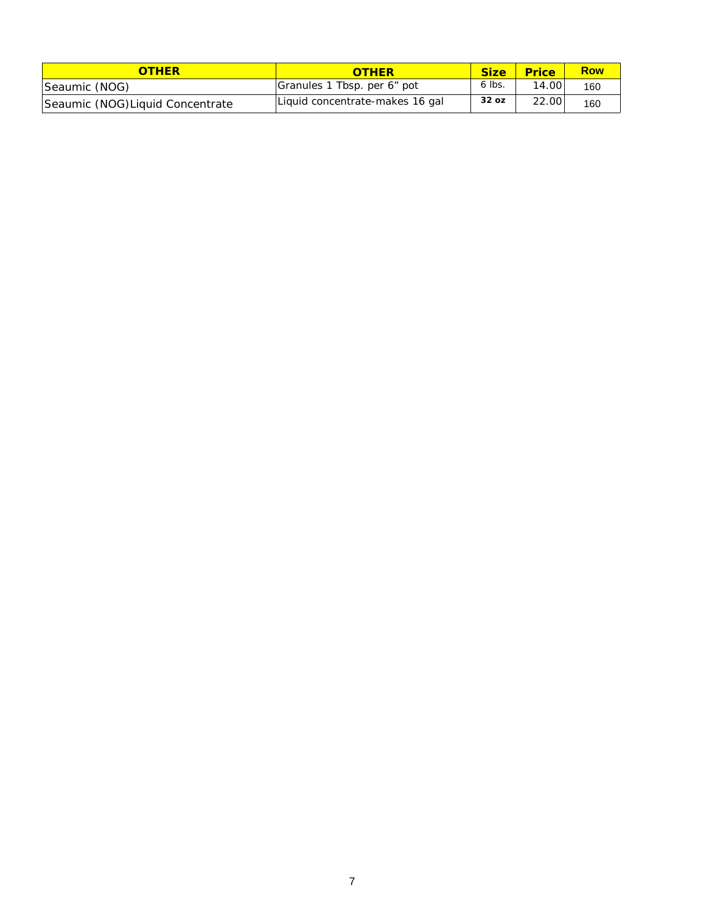| OTHER | OTHER | Size | Price | Row |
|---|---|---|---|---|
| Seaumic (NOG) | Granules 1 Tbsp. per 6” pot | 6 lbs. | 14.00 | 160 |
| Seaumic (NOG)Liquid Concentrate | Liquid concentrate-makes 16 gal | **32 oz** | 22.00 | 160 |